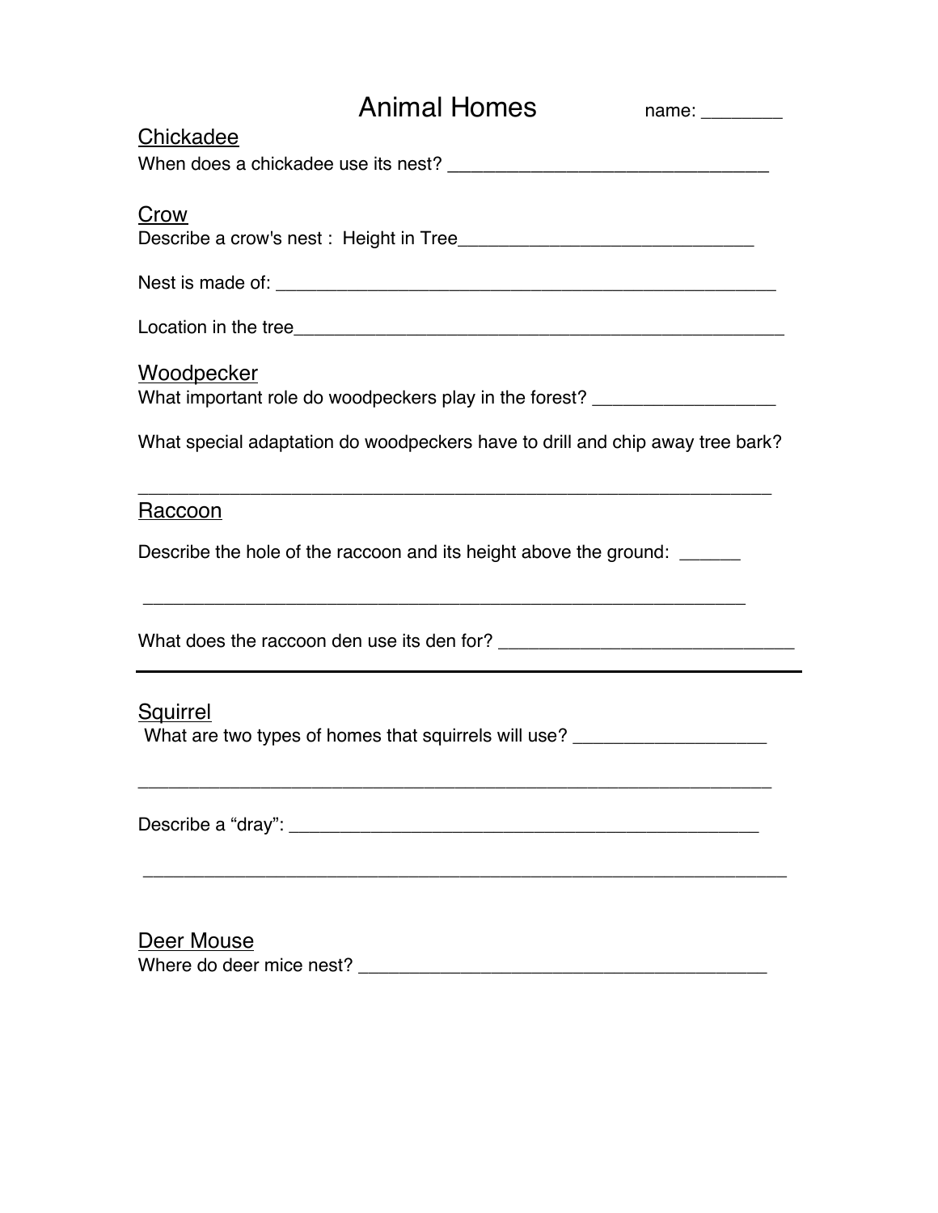# Animal Homes

name: ________

## Chickadee

When does a chickadee use its nest? ________________________________

## Crow

Describe a crow's nest : Height in Tree______________________________

Nest is made of: ____________________________________________________

Location in the tree__________________________________________________

## Woodpecker

What important role do woodpeckers play in the forest? __________________

What special adaptation do woodpeckers have to drill and chip away tree bark?

____________________________________________________________________

## Raccoon

Describe the hole of the raccoon and its height above the ground: ______

____________________________________________________________________

What does the raccoon den use its den for? _____________________________

---

## Squirrel

What are two types of homes that squirrels will use? ___________________

____________________________________________________________________

Describe a "dray": _________________________________________________

____________________________________________________________________

## Deer Mouse

Where do deer mice nest? __________________________________________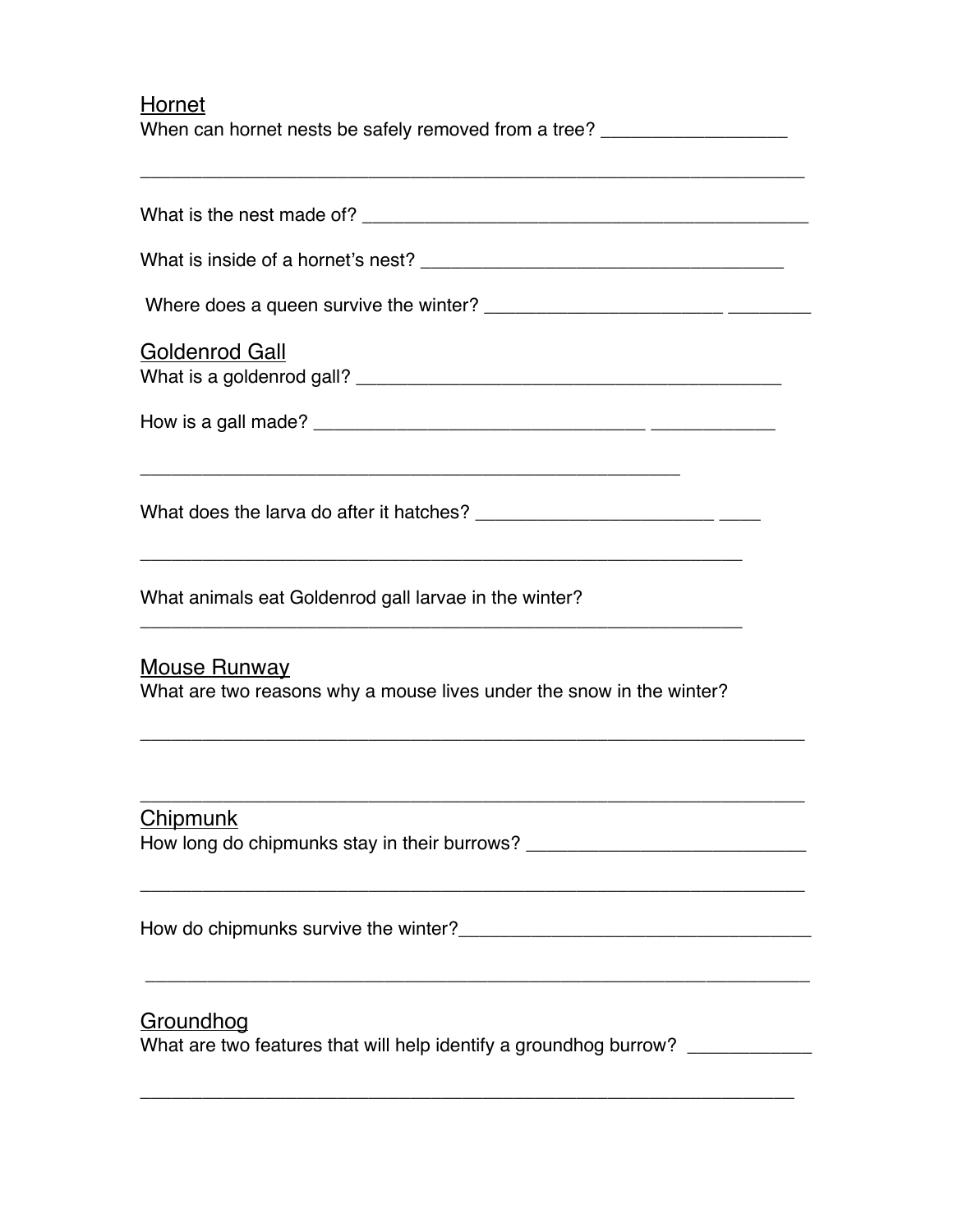<u>Hornet</u>

When can hornet nests be safely removed from a tree? __________________

_________________________________________________________________

What is the nest made of? ____________________________________________

What is inside of a hornet's nest? ___________________________________

Where does a queen survive the winter? _______________________ ________

<u>Goldenrod Gall</u>

What is a goldenrod gall? ___________________________________________

How is a gall made? ________________________________ ____________

_____________________________________________________

What does the larva do after it hatches? _______________________ ____

___________________________________________________________

What animals eat Goldenrod gall larvae in the winter?

___________________________________________________________

<u>Mouse Runway</u>

What are two reasons why a mouse lives under the snow in the winter?

_________________________________________________________________

_________________________________________________________________

<u>Chipmunk</u>

How long do chipmunks stay in their burrows? ___________________________

_________________________________________________________________

How do chipmunks survive the winter?__________________________________

_________________________________________________________________

<u>Groundhog</u>

What are two features that will help identify a groundhog burrow? ____________

________________________________________________________________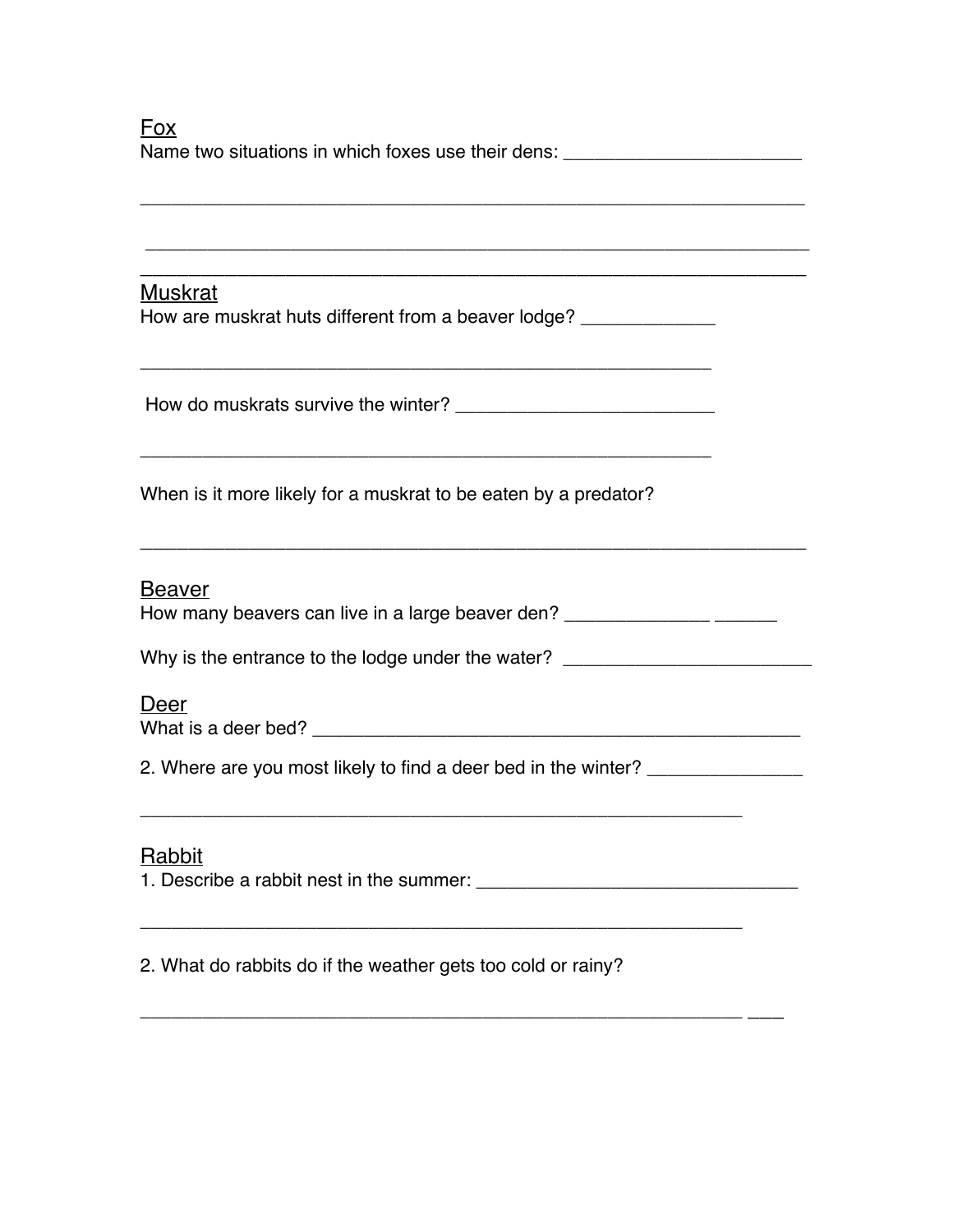Fox

Name two situations in which foxes use their dens: _______________________

_________________________________________________________________

_________________________________________________________________

_________________________________________________________________

Muskrat

How are muskrat huts different from a beaver lodge? _____________

________________________________________________________

How do muskrats survive the winter? _________________________

________________________________________________________

When is it more likely for a muskrat to be eaten by a predator?

_________________________________________________________________

Beaver

How many beavers can live in a large beaver den? ______________ ______

Why is the entrance to the lodge under the water? ________________________

Deer

What is a deer bed? _______________________________________________

2. Where are you most likely to find a deer bed in the winter? _______________

___________________________________________________________

Rabbit

1. Describe a rabbit nest in the summer: _______________________________

___________________________________________________________

2. What do rabbits do if the weather gets too cold or rainy?

___________________________________________________________ ___